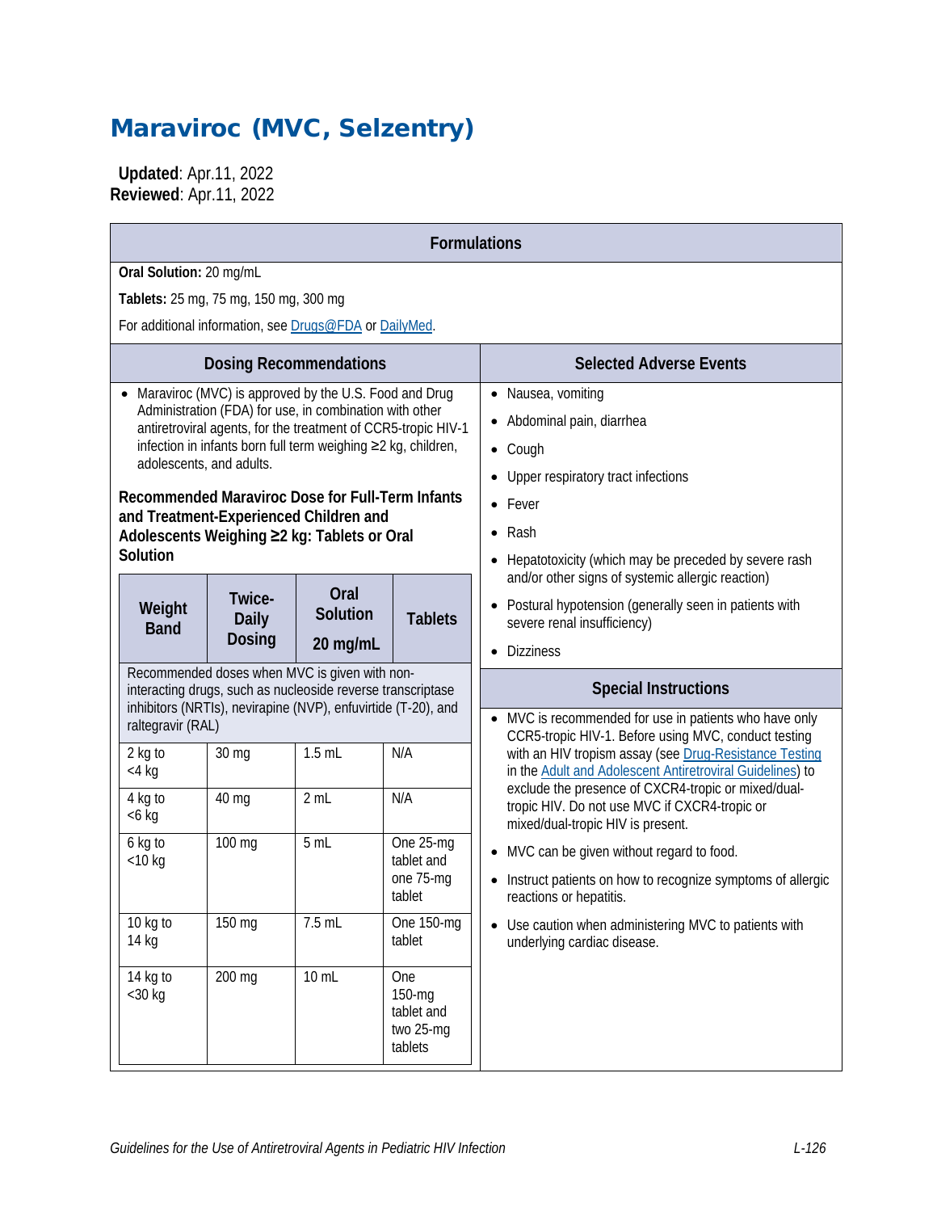# Maraviroc (MVC, Selzentry)

**Updated**: Apr.11, 2022
**Reviewed**: Apr.11, 2022

## Formulations

**Oral Solution:** 20 mg/mL

**Tablets:** 25 mg, 75 mg, 150 mg, 300 mg

For additional information, see Drugs@FDA or DailyMed.

## Dosing Recommendations

- Maraviroc (MVC) is approved by the U.S. Food and Drug Administration (FDA) for use, in combination with other antiretroviral agents, for the treatment of CCR5-tropic HIV-1 infection in infants born full term weighing ≥2 kg, children, adolescents, and adults.

**Recommended Maraviroc Dose for Full-Term Infants and Treatment-Experienced Children and Adolescents Weighing ≥2 kg: Tablets or Oral Solution**

| Weight Band | Twice-Daily Dosing | Oral Solution 20 mg/mL | Tablets |
|---|---|---|---|
| Recommended doses when MVC is given with non-interacting drugs, such as nucleoside reverse transcriptase inhibitors (NRTIs), nevirapine (NVP), enfuvirtide (T-20), and raltegravir (RAL) | | | |
| 2 kg to <4 kg | 30 mg | 1.5 mL | N/A |
| 4 kg to <6 kg | 40 mg | 2 mL | N/A |
| 6 kg to <10 kg | 100 mg | 5 mL | One 25-mg tablet and one 75-mg tablet |
| 10 kg to 14 kg | 150 mg | 7.5 mL | One 150-mg tablet |
| 14 kg to <30 kg | 200 mg | 10 mL | One 150-mg tablet and two 25-mg tablets |

## Selected Adverse Events

- Nausea, vomiting
- Abdominal pain, diarrhea
- Cough
- Upper respiratory tract infections
- Fever
- Rash
- Hepatotoxicity (which may be preceded by severe rash and/or other signs of systemic allergic reaction)
- Postural hypotension (generally seen in patients with severe renal insufficiency)
- Dizziness

## Special Instructions

- MVC is recommended for use in patients who have only CCR5-tropic HIV-1. Before using MVC, conduct testing with an HIV tropism assay (see Drug-Resistance Testing in the Adult and Adolescent Antiretroviral Guidelines) to exclude the presence of CXCR4-tropic or mixed/dual-tropic HIV. Do not use MVC if CXCR4-tropic or mixed/dual-tropic HIV is present.
- MVC can be given without regard to food.
- Instruct patients on how to recognize symptoms of allergic reactions or hepatitis.
- Use caution when administering MVC to patients with underlying cardiac disease.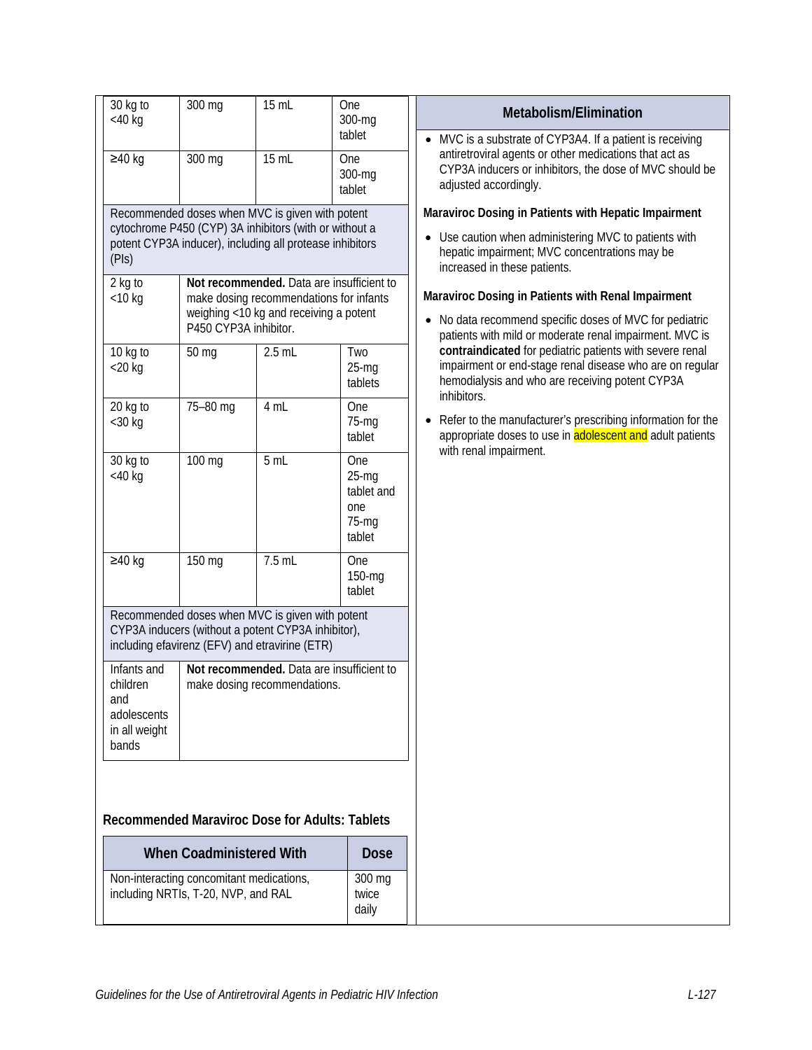| | | | |
|---|---|---|---|
| 30 kg to <40 kg | 300 mg | 15 mL | One 300-mg tablet |
| ≥40 kg | 300 mg | 15 mL | One 300-mg tablet |
| Recommended doses when MVC is given with potent cytochrome P450 (CYP) 3A inhibitors (with or without a potent CYP3A inducer), including all protease inhibitors (PIs) | | | |
| 2 kg to <10 kg | **Not recommended.** Data are insufficient to make dosing recommendations for infants weighing <10 kg and receiving a potent P450 CYP3A inhibitor. | | |
| 10 kg to <20 kg | 50 mg | 2.5 mL | Two 25-mg tablets |
| 20 kg to <30 kg | 75–80 mg | 4 mL | One 75-mg tablet |
| 30 kg to <40 kg | 100 mg | 5 mL | One 25-mg tablet and one 75-mg tablet |
| ≥40 kg | 150 mg | 7.5 mL | One 150-mg tablet |
| Recommended doses when MVC is given with potent CYP3A inducers (without a potent CYP3A inhibitor), including efavirenz (EFV) and etravirine (ETR) | | | |
| Infants and children and adolescents in all weight bands | **Not recommended.** Data are insufficient to make dosing recommendations. | | |

### Recommended Maraviroc Dose for Adults: Tablets

| When Coadministered With | Dose |
|---|---|
| Non-interacting concomitant medications, including NRTIs, T-20, NVP, and RAL | 300 mg twice daily |

## Metabolism/Elimination

- MVC is a substrate of CYP3A4. If a patient is receiving antiretroviral agents or other medications that act as CYP3A inducers or inhibitors, the dose of MVC should be adjusted accordingly.

**Maraviroc Dosing in Patients with Hepatic Impairment**

- Use caution when administering MVC to patients with hepatic impairment; MVC concentrations may be increased in these patients.

**Maraviroc Dosing in Patients with Renal Impairment**

- No data recommend specific doses of MVC for pediatric patients with mild or moderate renal impairment. MVC is **contraindicated** for pediatric patients with severe renal impairment or end-stage renal disease who are on regular hemodialysis and who are receiving potent CYP3A inhibitors.
- Refer to the manufacturer's prescribing information for the appropriate doses to use in adolescent and adult patients with renal impairment.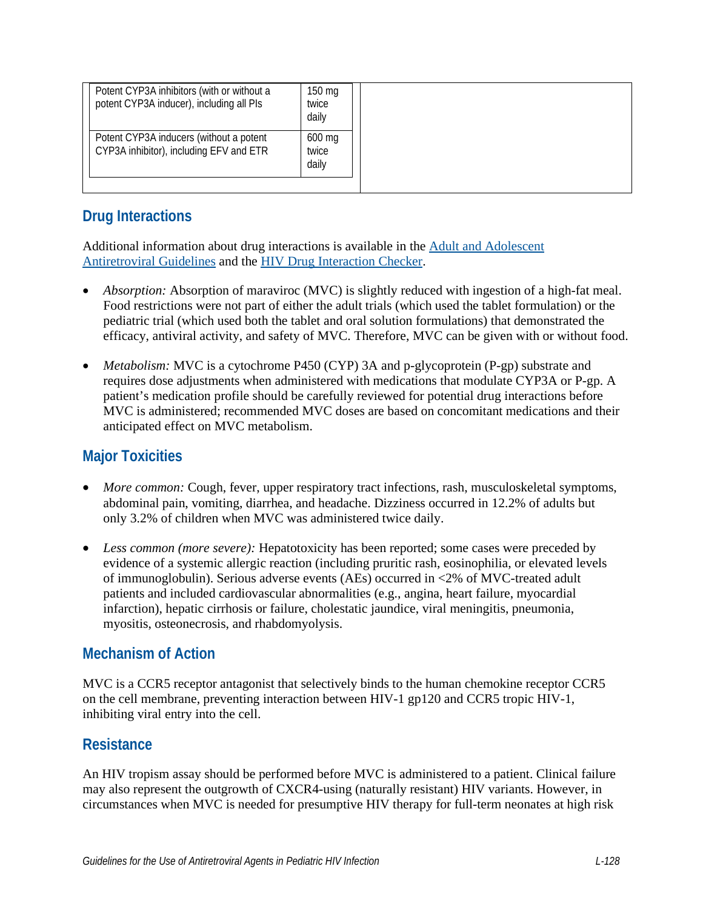| Potent CYP3A inhibitors (with or without a potent CYP3A inducer), including all PIs | 150 mg twice daily |
|---|---|
| Potent CYP3A inducers (without a potent CYP3A inhibitor), including EFV and ETR | 600 mg twice daily |

## Drug Interactions

Additional information about drug interactions is available in the Adult and Adolescent Antiretroviral Guidelines and the HIV Drug Interaction Checker.

- *Absorption:* Absorption of maraviroc (MVC) is slightly reduced with ingestion of a high-fat meal. Food restrictions were not part of either the adult trials (which used the tablet formulation) or the pediatric trial (which used both the tablet and oral solution formulations) that demonstrated the efficacy, antiviral activity, and safety of MVC. Therefore, MVC can be given with or without food.

- *Metabolism:* MVC is a cytochrome P450 (CYP) 3A and p-glycoprotein (P-gp) substrate and requires dose adjustments when administered with medications that modulate CYP3A or P-gp. A patient's medication profile should be carefully reviewed for potential drug interactions before MVC is administered; recommended MVC doses are based on concomitant medications and their anticipated effect on MVC metabolism.

## Major Toxicities

- *More common:* Cough, fever, upper respiratory tract infections, rash, musculoskeletal symptoms, abdominal pain, vomiting, diarrhea, and headache. Dizziness occurred in 12.2% of adults but only 3.2% of children when MVC was administered twice daily.

- *Less common (more severe):* Hepatotoxicity has been reported; some cases were preceded by evidence of a systemic allergic reaction (including pruritic rash, eosinophilia, or elevated levels of immunoglobulin). Serious adverse events (AEs) occurred in <2% of MVC-treated adult patients and included cardiovascular abnormalities (e.g., angina, heart failure, myocardial infarction), hepatic cirrhosis or failure, cholestatic jaundice, viral meningitis, pneumonia, myositis, osteonecrosis, and rhabdomyolysis.

## Mechanism of Action

MVC is a CCR5 receptor antagonist that selectively binds to the human chemokine receptor CCR5 on the cell membrane, preventing interaction between HIV-1 gp120 and CCR5 tropic HIV-1, inhibiting viral entry into the cell.

## Resistance

An HIV tropism assay should be performed before MVC is administered to a patient. Clinical failure may also represent the outgrowth of CXCR4-using (naturally resistant) HIV variants. However, in circumstances when MVC is needed for presumptive HIV therapy for full-term neonates at high risk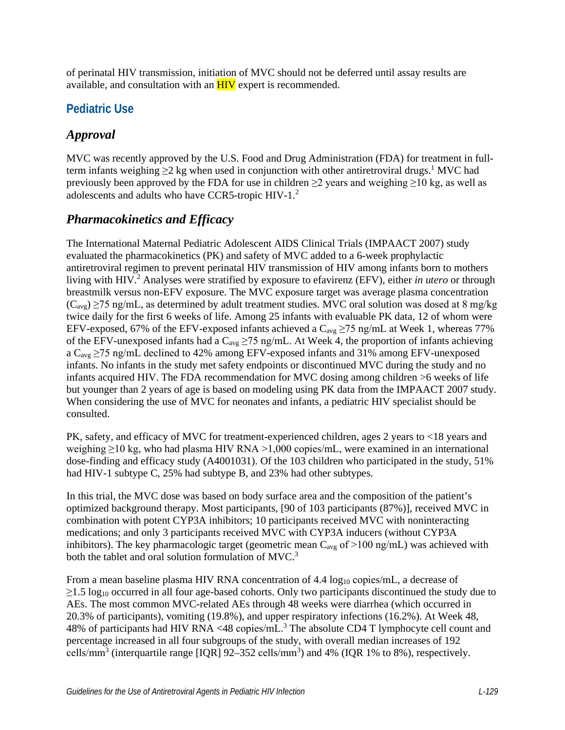of perinatal HIV transmission, initiation of MVC should not be deferred until assay results are available, and consultation with an HIV expert is recommended.

## Pediatric Use

### *Approval*

MVC was recently approved by the U.S. Food and Drug Administration (FDA) for treatment in full-term infants weighing ≥2 kg when used in conjunction with other antiretroviral drugs.[1] MVC had previously been approved by the FDA for use in children ≥2 years and weighing ≥10 kg, as well as adolescents and adults who have CCR5-tropic HIV-1.[2]

### *Pharmacokinetics and Efficacy*

The International Maternal Pediatric Adolescent AIDS Clinical Trials (IMPAACT 2007) study evaluated the pharmacokinetics (PK) and safety of MVC added to a 6-week prophylactic antiretroviral regimen to prevent perinatal HIV transmission of HIV among infants born to mothers living with HIV.[2] Analyses were stratified by exposure to efavirenz (EFV), either *in utero* or through breastmilk versus non-EFV exposure. The MVC exposure target was average plasma concentration ($C_{avg}$) ≥75 ng/mL, as determined by adult treatment studies. MVC oral solution was dosed at 8 mg/kg twice daily for the first 6 weeks of life. Among 25 infants with evaluable PK data, 12 of whom were EFV-exposed, 67% of the EFV-exposed infants achieved a $C_{avg}$ ≥75 ng/mL at Week 1, whereas 77% of the EFV-unexposed infants had a $C_{avg}$ ≥75 ng/mL. At Week 4, the proportion of infants achieving a $C_{avg}$ ≥75 ng/mL declined to 42% among EFV-exposed infants and 31% among EFV-unexposed infants. No infants in the study met safety endpoints or discontinued MVC during the study and no infants acquired HIV. The FDA recommendation for MVC dosing among children >6 weeks of life but younger than 2 years of age is based on modeling using PK data from the IMPAACT 2007 study. When considering the use of MVC for neonates and infants, a pediatric HIV specialist should be consulted.

PK, safety, and efficacy of MVC for treatment-experienced children, ages 2 years to <18 years and weighing ≥10 kg, who had plasma HIV RNA >1,000 copies/mL, were examined in an international dose-finding and efficacy study (A4001031). Of the 103 children who participated in the study, 51% had HIV-1 subtype C, 25% had subtype B, and 23% had other subtypes.

In this trial, the MVC dose was based on body surface area and the composition of the patient's optimized background therapy. Most participants, [90 of 103 participants (87%)], received MVC in combination with potent CYP3A inhibitors; 10 participants received MVC with noninteracting medications; and only 3 participants received MVC with CYP3A inducers (without CYP3A inhibitors). The key pharmacologic target (geometric mean $C_{avg}$ of >100 ng/mL) was achieved with both the tablet and oral solution formulation of MVC.[3]

From a mean baseline plasma HIV RNA concentration of 4.4 $\log_{10}$ copies/mL, a decrease of ≥1.5 $\log_{10}$ occurred in all four age-based cohorts. Only two participants discontinued the study due to AEs. The most common MVC-related AEs through 48 weeks were diarrhea (which occurred in 20.3% of participants), vomiting (19.8%), and upper respiratory infections (16.2%). At Week 48, 48% of participants had HIV RNA <48 copies/mL.[3] The absolute CD4 T lymphocyte cell count and percentage increased in all four subgroups of the study, with overall median increases of 192 cells/mm$^3$ (interquartile range [IQR] 92–352 cells/mm$^3$) and 4% (IQR 1% to 8%), respectively.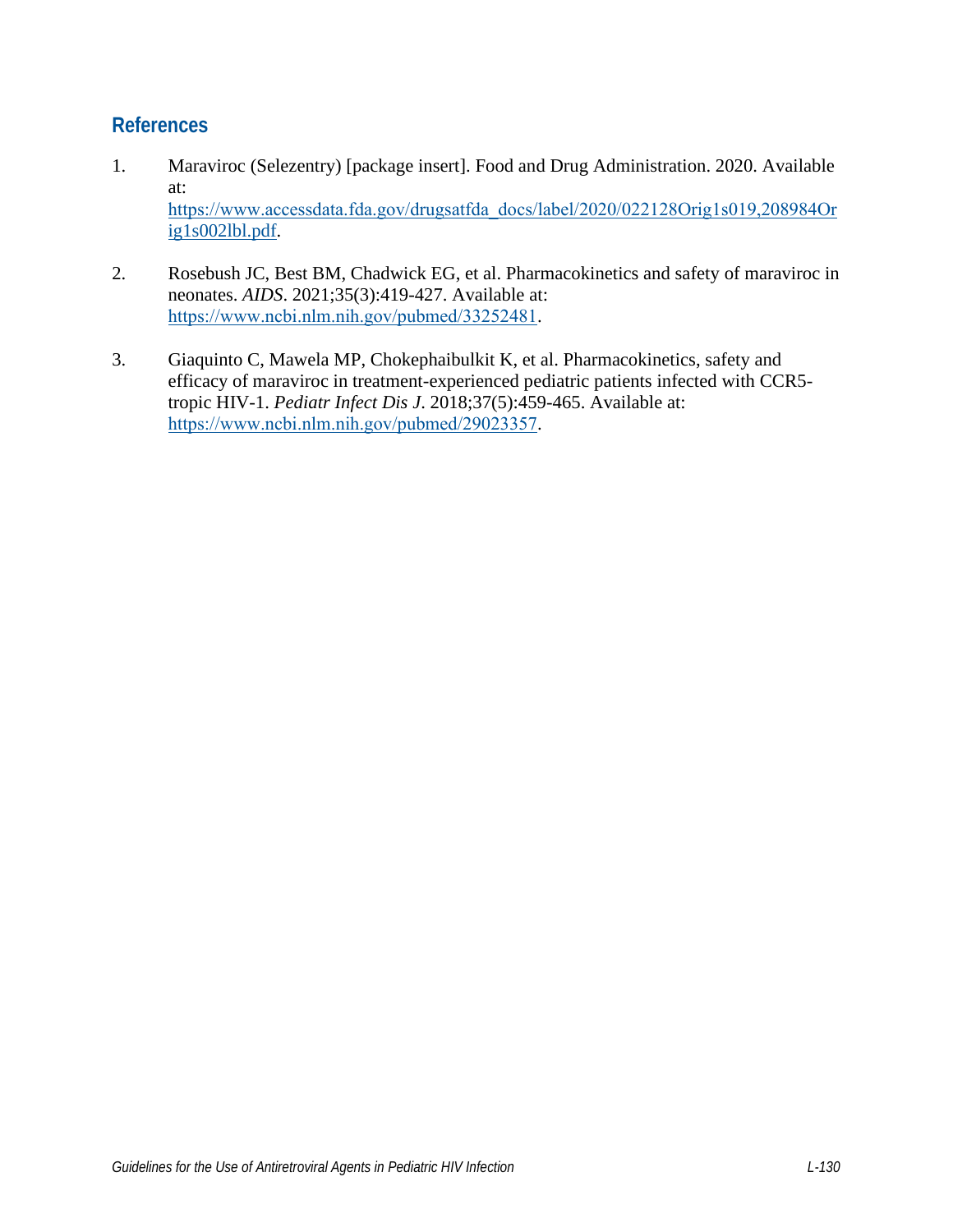## References

1. Maraviroc (Selezentry) [package insert]. Food and Drug Administration. 2020. Available at: https://www.accessdata.fda.gov/drugsatfda_docs/label/2020/022128Orig1s019,208984Orig1s002lbl.pdf.

2. Rosebush JC, Best BM, Chadwick EG, et al. Pharmacokinetics and safety of maraviroc in neonates. *AIDS*. 2021;35(3):419-427. Available at: https://www.ncbi.nlm.nih.gov/pubmed/33252481.

3. Giaquinto C, Mawela MP, Chokephaibulkit K, et al. Pharmacokinetics, safety and efficacy of maraviroc in treatment-experienced pediatric patients infected with CCR5-tropic HIV-1. *Pediatr Infect Dis J*. 2018;37(5):459-465. Available at: https://www.ncbi.nlm.nih.gov/pubmed/29023357.